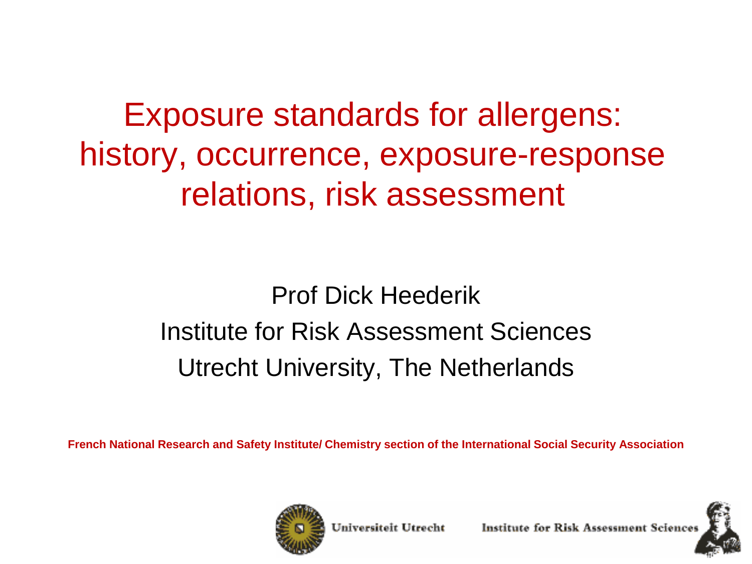# Exposure standards for allergens: history, occurrence, exposure-response relations, risk assessment

Prof Dick Heederik

Institute for Risk Assessment Sciences

Utrecht University, The Netherlands

**French National Research and Safety Institute/ Chemistry section of the International Social Security Association**

Universiteit Utrecht

Institute for Risk Assessment Sciences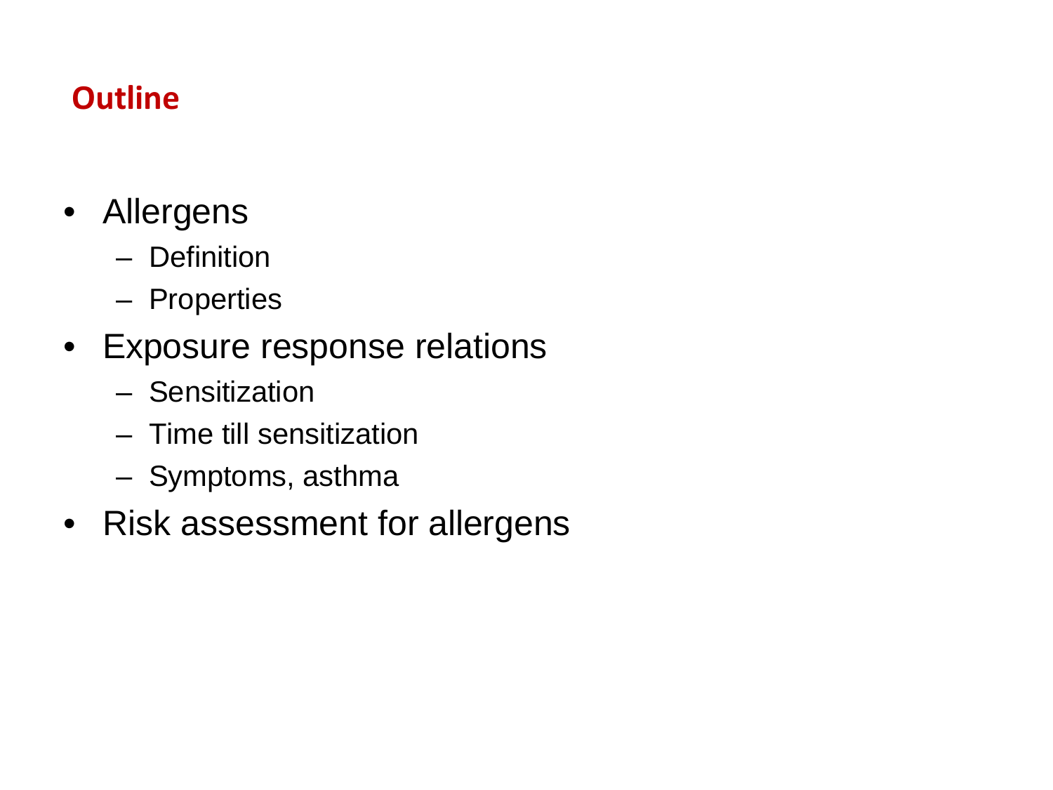## Outline

- Allergens
  - Definition
  - Properties
- Exposure response relations
  - Sensitization
  - Time till sensitization
  - Symptoms, asthma
- Risk assessment for allergens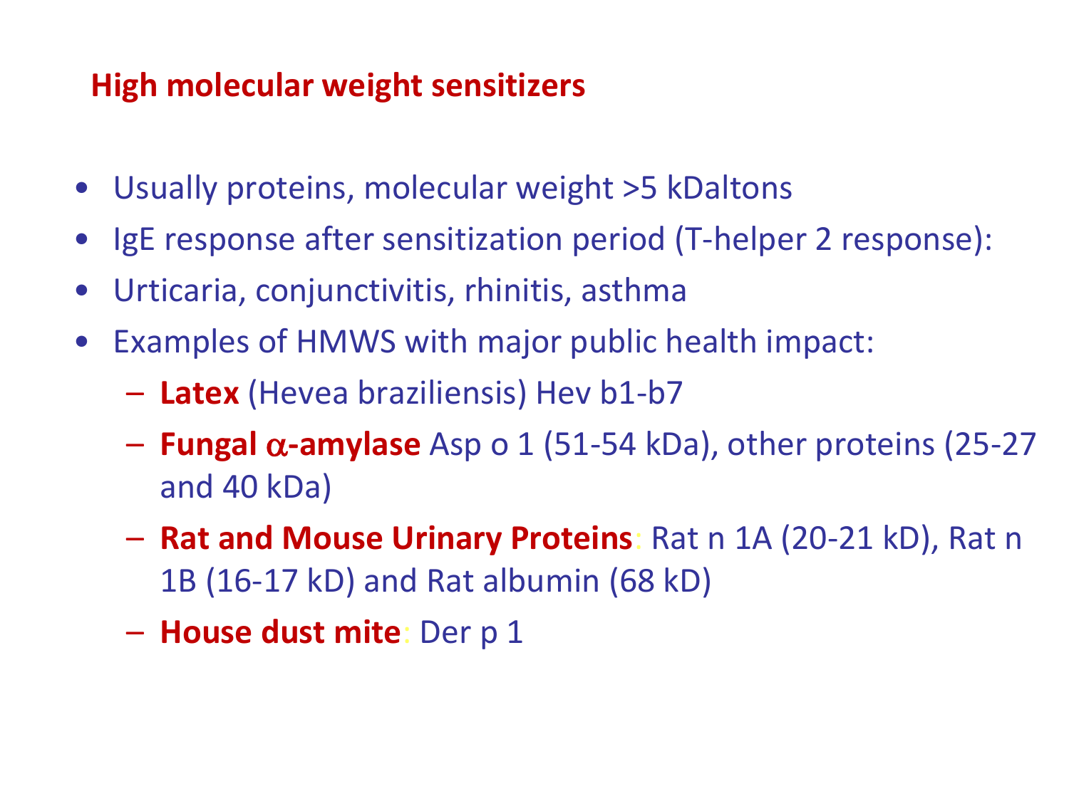## High molecular weight sensitizers

- Usually proteins, molecular weight >5 kDaltons
- IgE response after sensitization period (T-helper 2 response):
- Urticaria, conjunctivitis, rhinitis, asthma
- Examples of HMWS with major public health impact:
  - **Latex** (Hevea braziliensis) Hev b1-b7
  - **Fungal $\alpha$-amylase** Asp o 1 (51-54 kDa), other proteins (25-27 and 40 kDa)
  - **Rat and Mouse Urinary Proteins**: Rat n 1A (20-21 kD), Rat n 1B (16-17 kD) and Rat albumin (68 kD)
  - **House dust mite**: Der p 1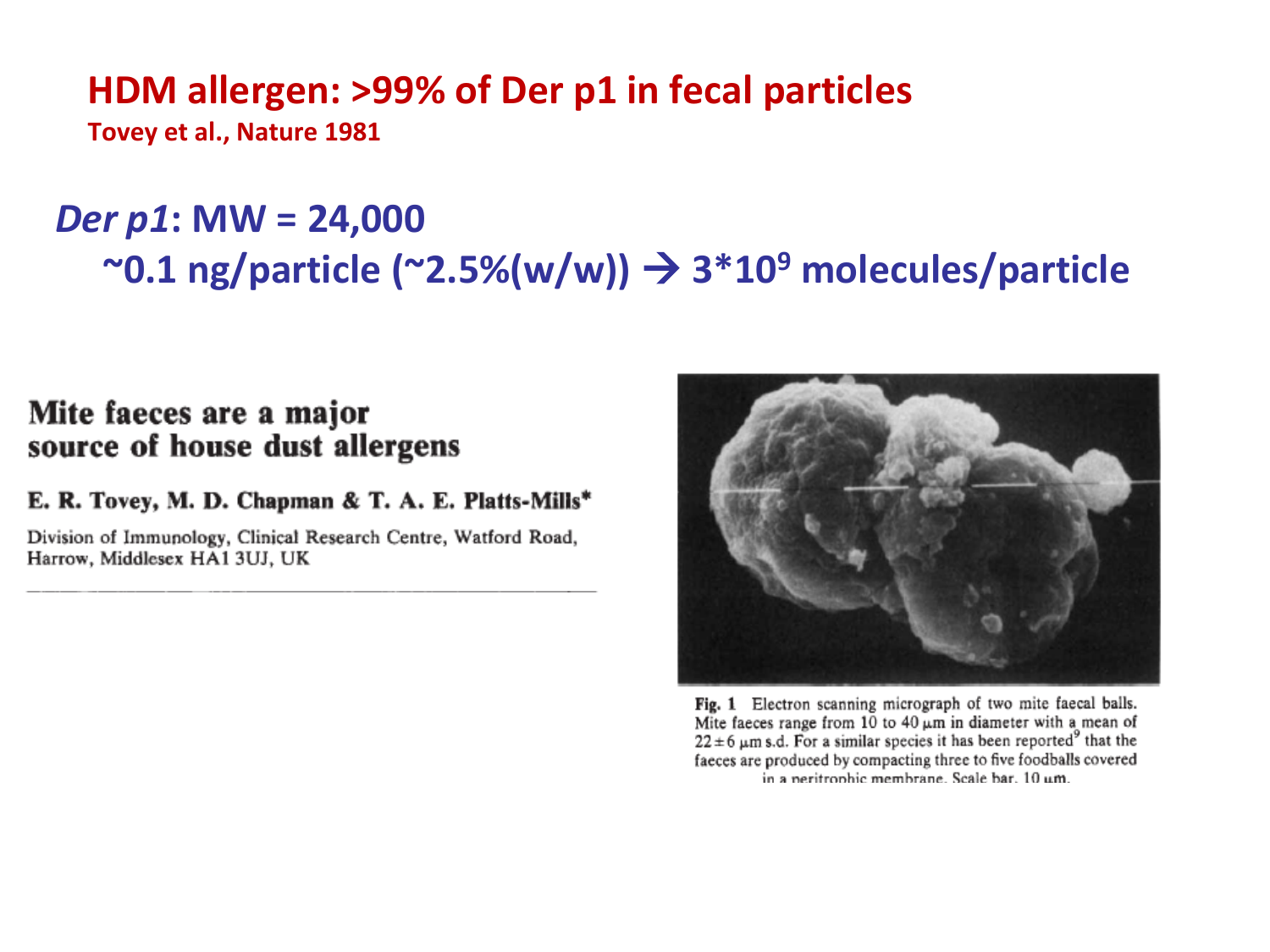# HDM allergen: >99% of Der p1 in fecal particles

**Tovey et al., Nature 1981**

***Der p1*: MW = 24,000**

**~0.1 ng/particle (~2.5%(w/w)) → $3 \times 10^9$ molecules/particle**

## Mite faeces are a major source of house dust allergens

**E. R. Tovey, M. D. Chapman & T. A. E. Platts-Mills***

Division of Immunology, Clinical Research Centre, Watford Road, Harrow, Middlesex HA1 3UJ, UK

**Fig. 1** Electron scanning micrograph of two mite faecal balls. Mite faeces range from 10 to 40 μm in diameter with a mean of 22 ± 6 μm s.d. For a similar species it has been reported[9] that the faeces are produced by compacting three to five foodballs covered in a peritrophic membrane. Scale bar, 10 μm.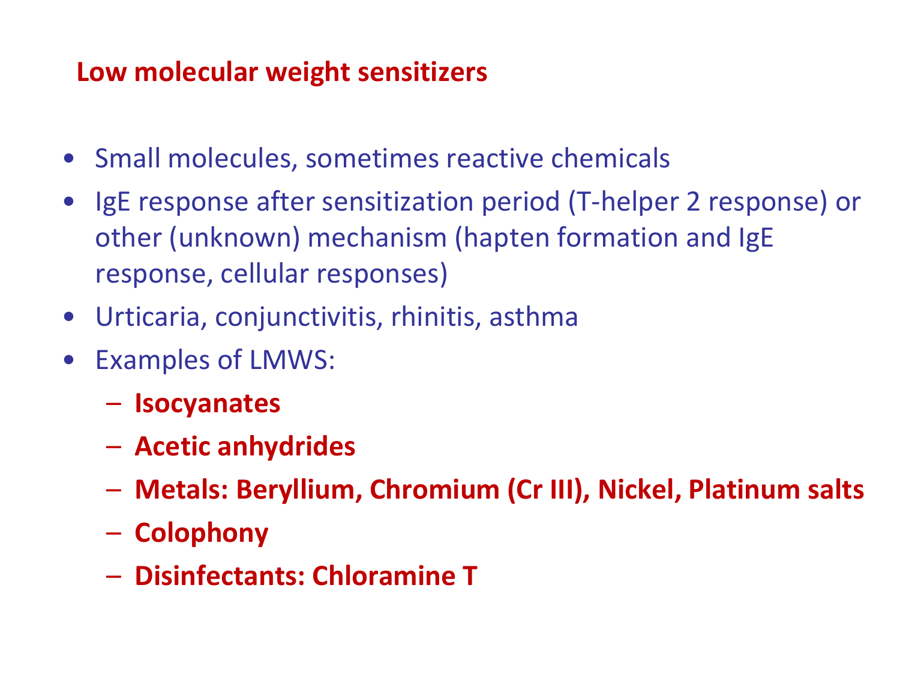## Low molecular weight sensitizers

- Small molecules, sometimes reactive chemicals
- IgE response after sensitization period (T-helper 2 response) or other (unknown) mechanism (hapten formation and IgE response, cellular responses)
- Urticaria, conjunctivitis, rhinitis, asthma
- Examples of LMWS:
  - **Isocyanates**
  - **Acetic anhydrides**
  - **Metals: Beryllium, Chromium (Cr III), Nickel, Platinum salts**
  - **Colophony**
  - **Disinfectants: Chloramine T**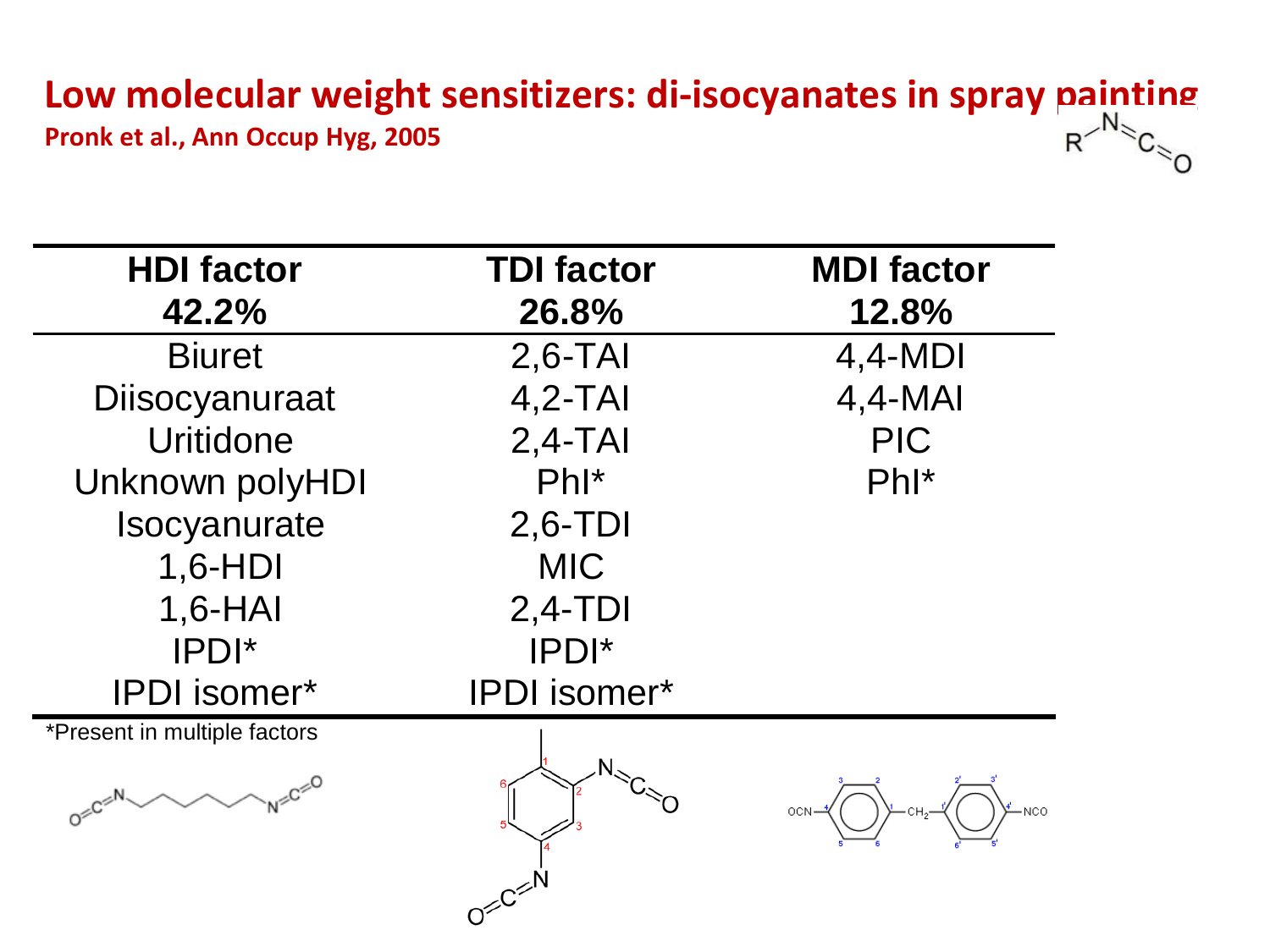# Low molecular weight sensitizers: di-isocyanates in spray painting

**Pronk et al., Ann Occup Hyg, 2005**

| HDI factor 42.2% | TDI factor 26.8% | MDI factor 12.8% |
|---|---|---|
| Biuret | 2,6-TAI | 4,4-MDI |
| Diisocyanuraat | 4,2-TAI | 4,4-MAI |
| Uritidone | 2,4-TAI | PIC |
| Unknown polyHDI | PhI* | PhI* |
| Isocyanurate | 2,6-TDI | |
| 1,6-HDI | MIC | |
| 1,6-HAI | 2,4-TDI | |
| IPDI* | IPDI* | |
| IPDI isomer* | IPDI isomer* | |

*Present in multiple factors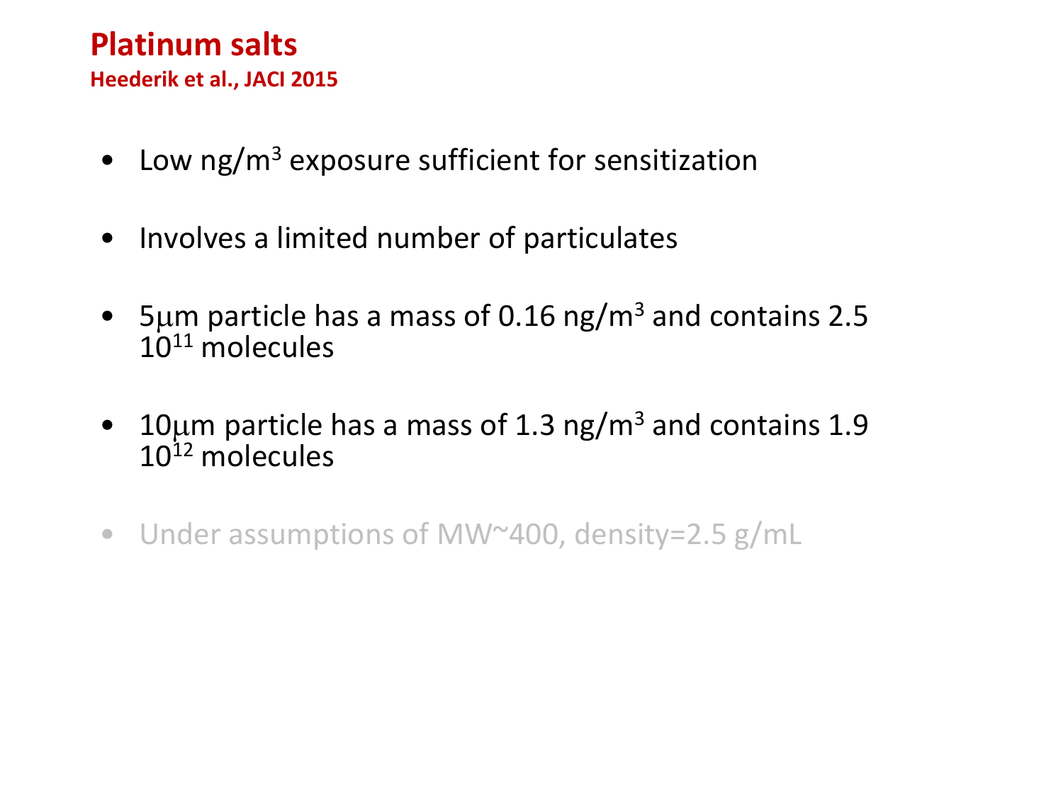# Platinum salts

**Heederik et al., JACI 2015**

- Low ng/m$^3$ exposure sufficient for sensitization
- Involves a limited number of particulates
- 5μm particle has a mass of 0.16 ng/m$^3$ and contains 2.5 $10^{11}$ molecules
- 10μm particle has a mass of 1.3 ng/m$^3$ and contains 1.9 $10^{12}$ molecules
- Under assumptions of MW~400, density=2.5 g/mL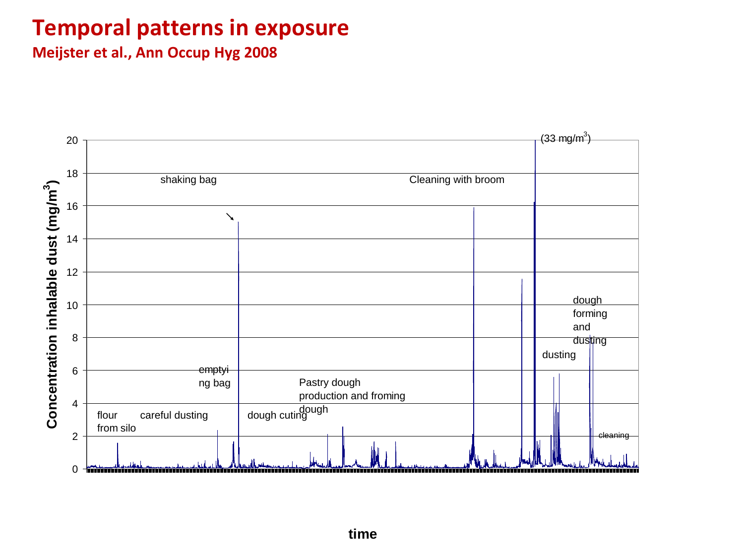# Temporal patterns in exposure

**Meijster et al., Ann Occup Hyg 2008**

Concentration inhalable dust (mg/m$^3$)

20 · 18 · 16 · 14 · 12 · 10 · 8 · 6 · 4 · 2 · 0

(33 mg/m$^3$)

shaking bag

Cleaning with broom

dough forming and dusting

dusting

emptying bag

Pastry dough production and froming dough

flour from silo

careful dusting

dough cuting

cleaning

time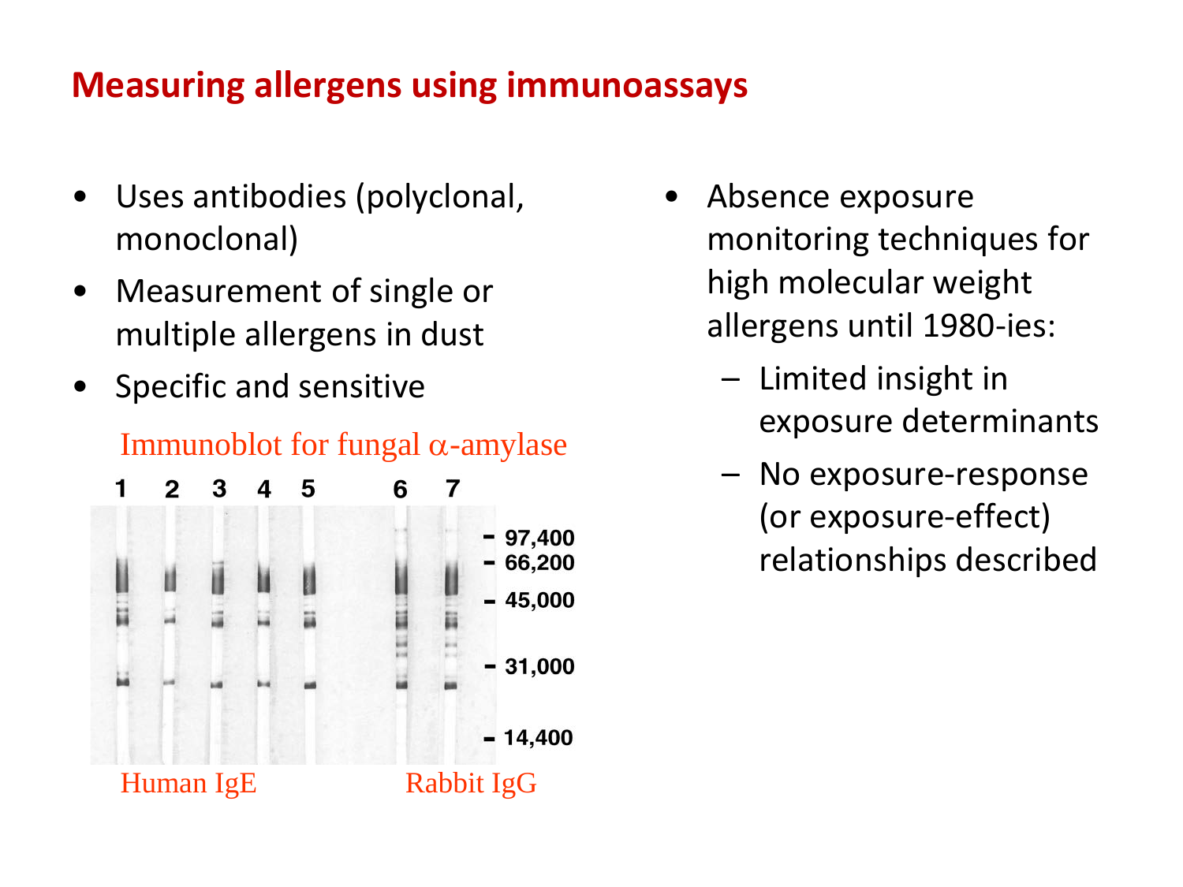# Measuring allergens using immunoassays

- Uses antibodies (polyclonal, monoclonal)
- Measurement of single or multiple allergens in dust
- Specific and sensitive

Immunoblot for fungal α-amylase

1 2 3 4 5 6 7

97,400
66,200
45,000
31,000
14,400

Human IgE Rabbit IgG

- Absence exposure monitoring techniques for high molecular weight allergens until 1980-ies:
  - Limited insight in exposure determinants
  - No exposure-response (or exposure-effect) relationships described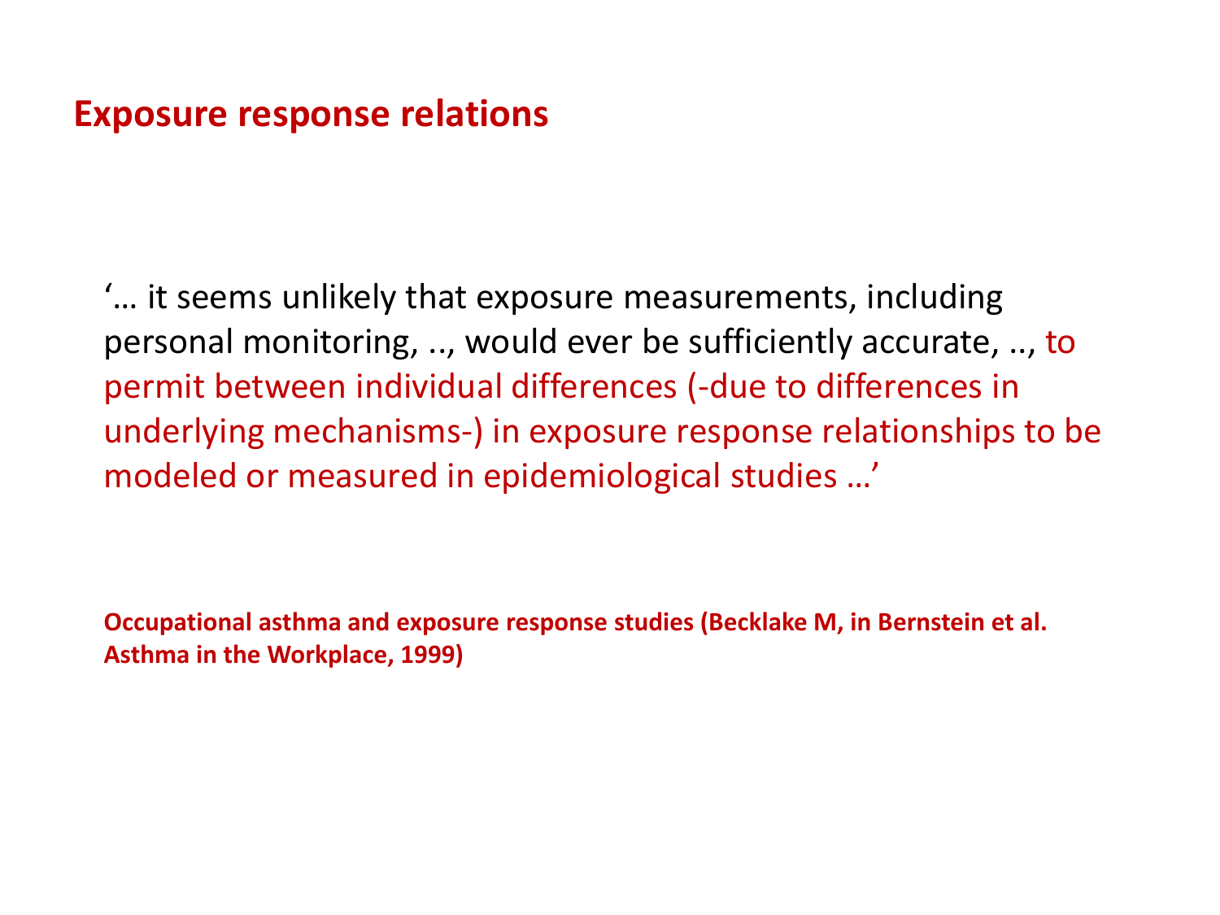## Exposure response relations

'… it seems unlikely that exposure measurements, including personal monitoring, .., would ever be sufficiently accurate, .., to permit between individual differences (-due to differences in underlying mechanisms-) in exposure response relationships to be modeled or measured in epidemiological studies …'

**Occupational asthma and exposure response studies (Becklake M, in Bernstein et al. Asthma in the Workplace, 1999)**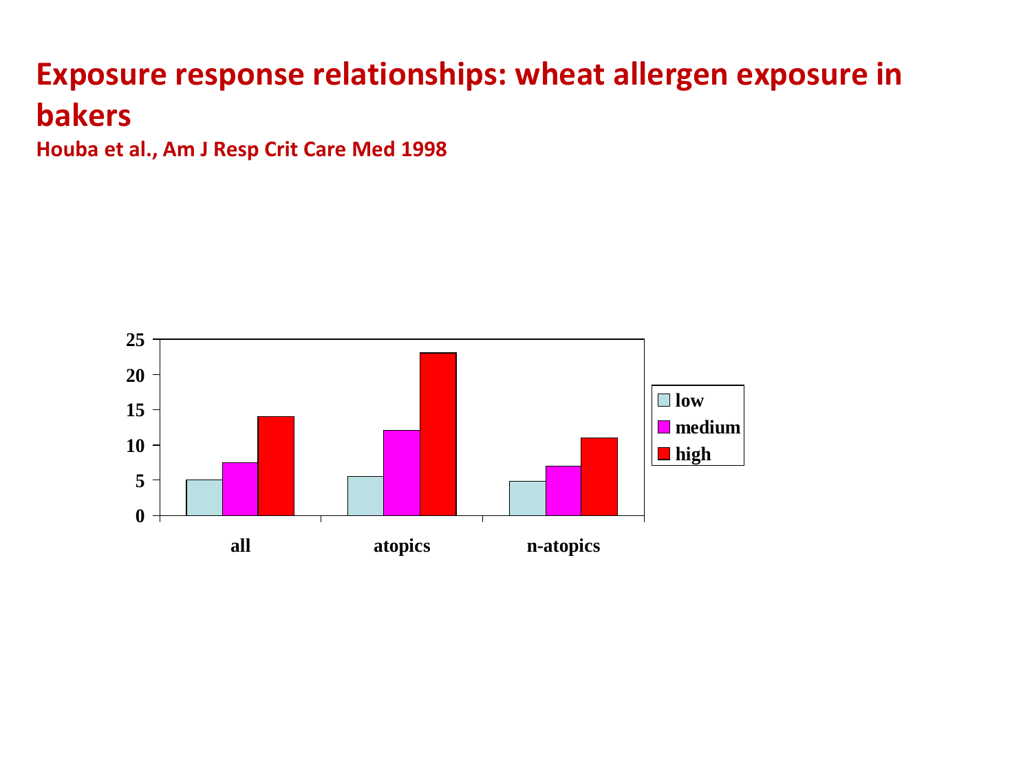# Exposure response relationships: wheat allergen exposure in bakers

**Houba et al., Am J Resp Crit Care Med 1998**

|  | low | medium | high |
|---|---|---|---|
| all | 5 | 7.5 | 14 |
| atopics | 5.5 | 12 | 23 |
| n-atopics | 4.8 | 7 | 11 |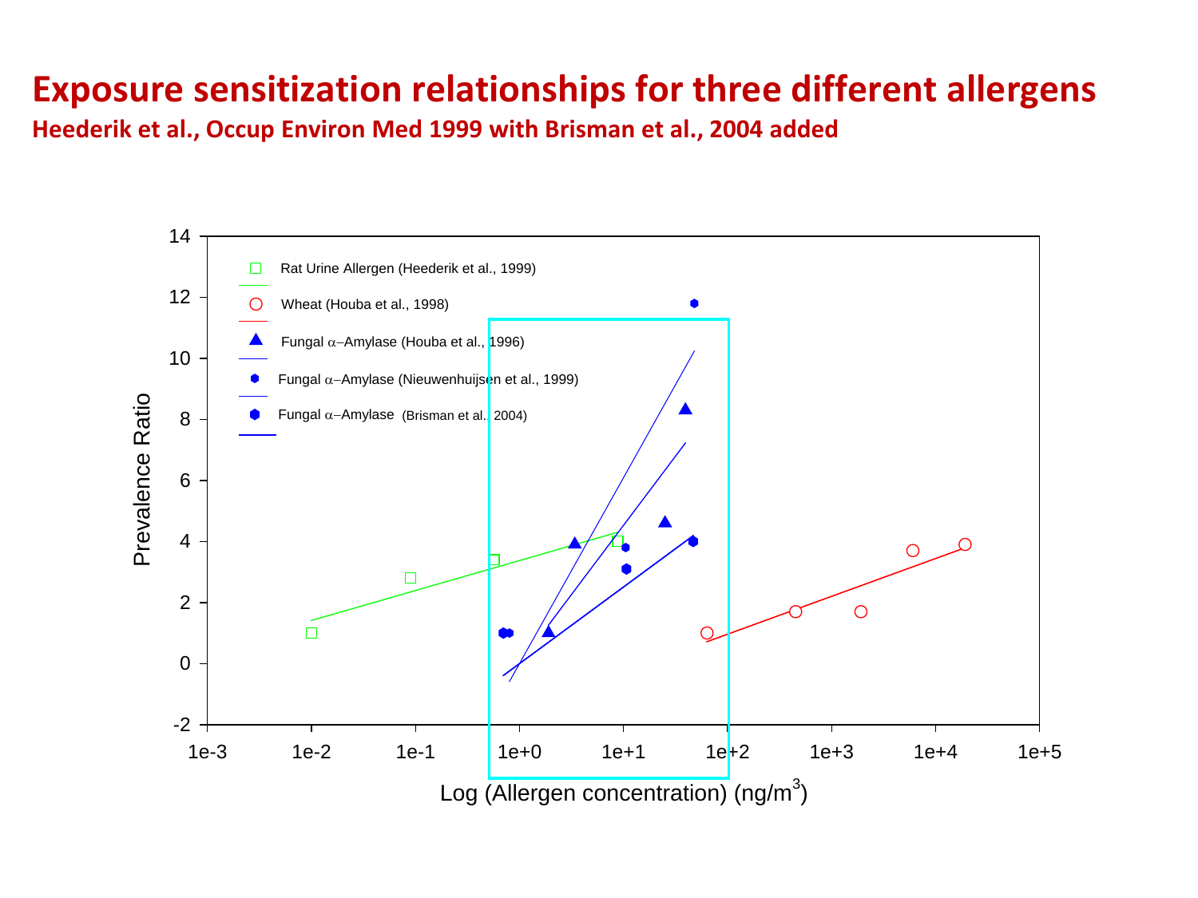# Exposure sensitization relationships for three different allergens

**Heederik et al., Occup Environ Med 1999 with Brisman et al., 2004 added**

Rat Urine Allergen (Heederik et al., 1999)

Wheat (Houba et al., 1998)

Fungal α–Amylase (Houba et al., 1996)

Fungal α–Amylase (Nieuwenhuijsen et al., 1999)

Fungal α–Amylase (Brisman et al., 2004)

Prevalence Ratio

Log (Allergen concentration) (ng/m$^3$)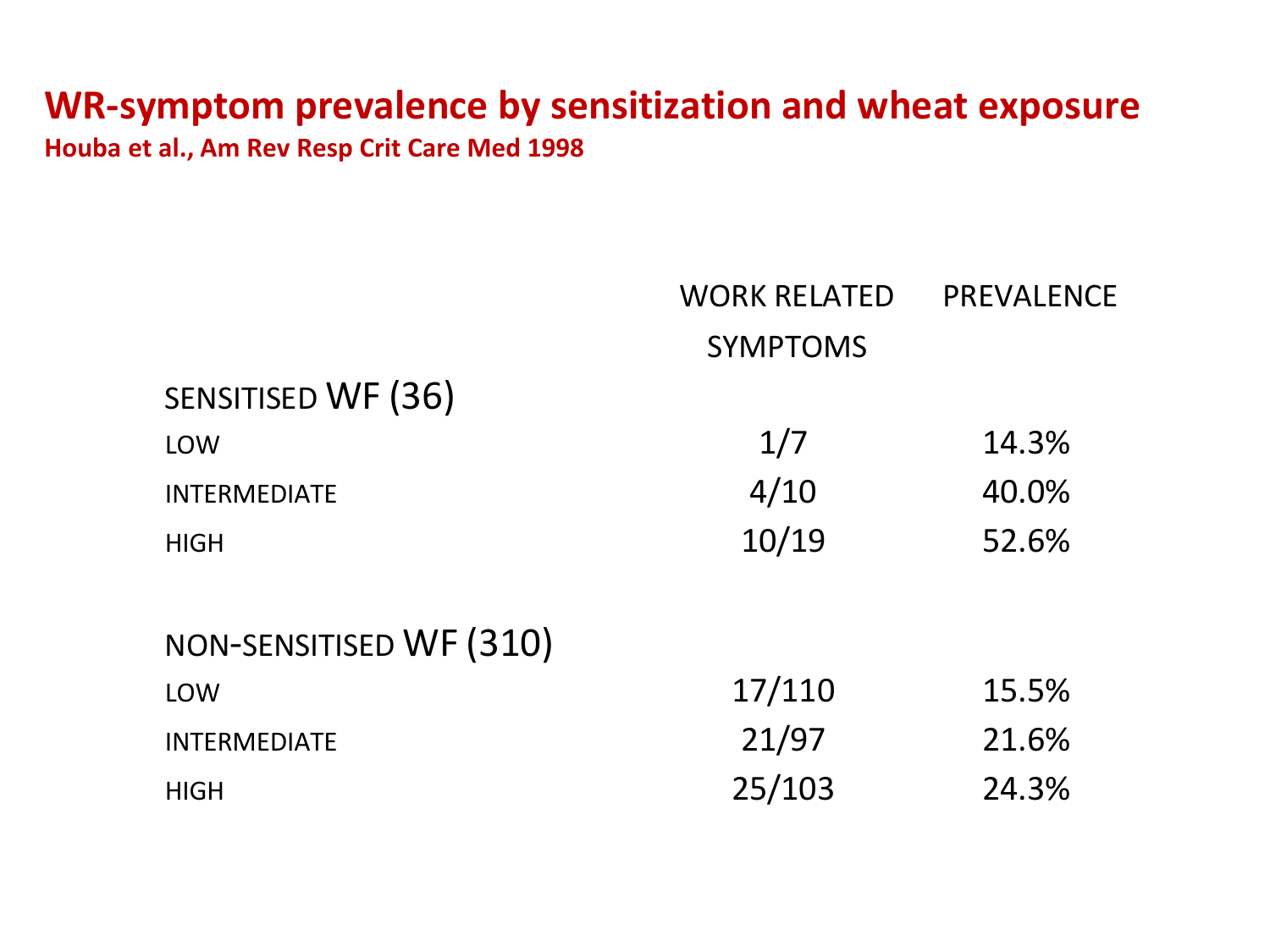# WR-symptom prevalence by sensitization and wheat exposure

**Houba et al., Am Rev Resp Crit Care Med 1998**

| | WORK RELATED SYMPTOMS | PREVALENCE |
|---|---|---|
| SENSITISED WF (36) | | |
| LOW | 1/7 | 14.3% |
| INTERMEDIATE | 4/10 | 40.0% |
| HIGH | 10/19 | 52.6% |
| NON-SENSITISED WF (310) | | |
| LOW | 17/110 | 15.5% |
| INTERMEDIATE | 21/97 | 21.6% |
| HIGH | 25/103 | 24.3% |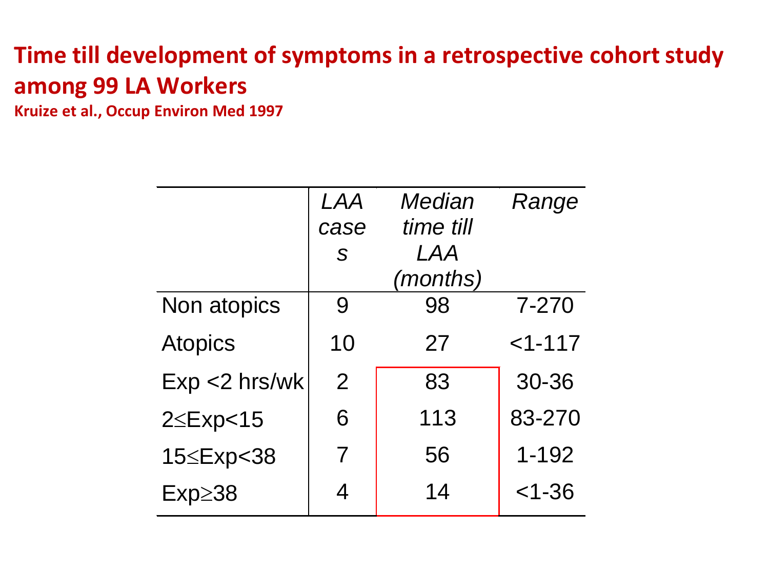# Time till development of symptoms in a retrospective cohort study among 99 LA Workers

**Kruize et al., Occup Environ Med 1997**

| | *LAA cases* | *Median time till LAA (months)* | *Range* |
|---|---|---|---|
| Non atopics | 9 | 98 | 7-270 |
| Atopics | 10 | 27 | <1-117 |
| Exp <2 hrs/wk | 2 | 83 | 30-36 |
| 2≤Exp<15 | 6 | 113 | 83-270 |
| 15≤Exp<38 | 7 | 56 | 1-192 |
| Exp≥38 | 4 | 14 | <1-36 |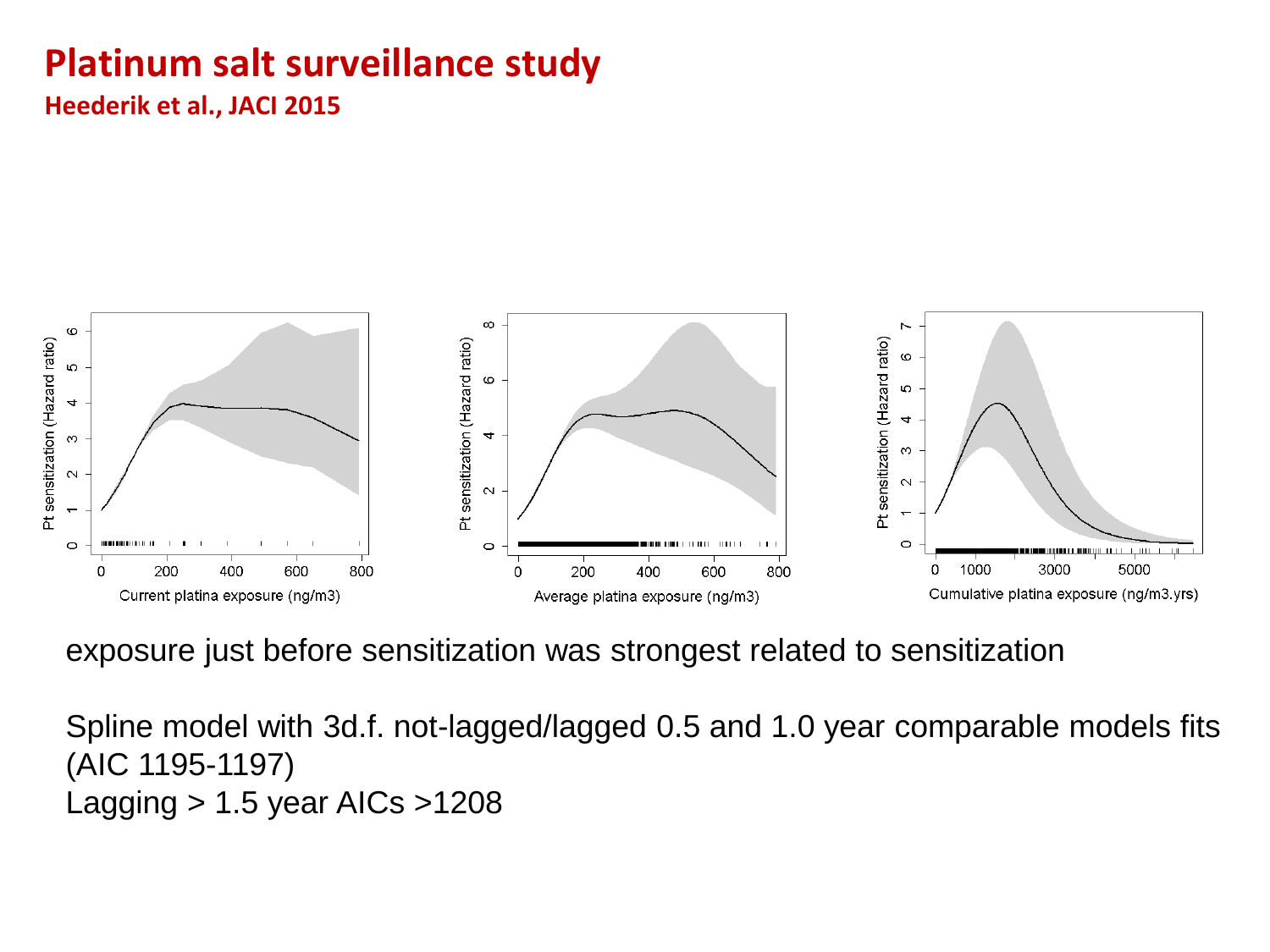# Platinum salt surveillance study

**Heederik et al., JACI 2015**

exposure just before sensitization was strongest related to sensitization

Spline model with 3d.f. not-lagged/lagged 0.5 and 1.0 year comparable models fits (AIC 1195-1197)
Lagging > 1.5 year AICs >1208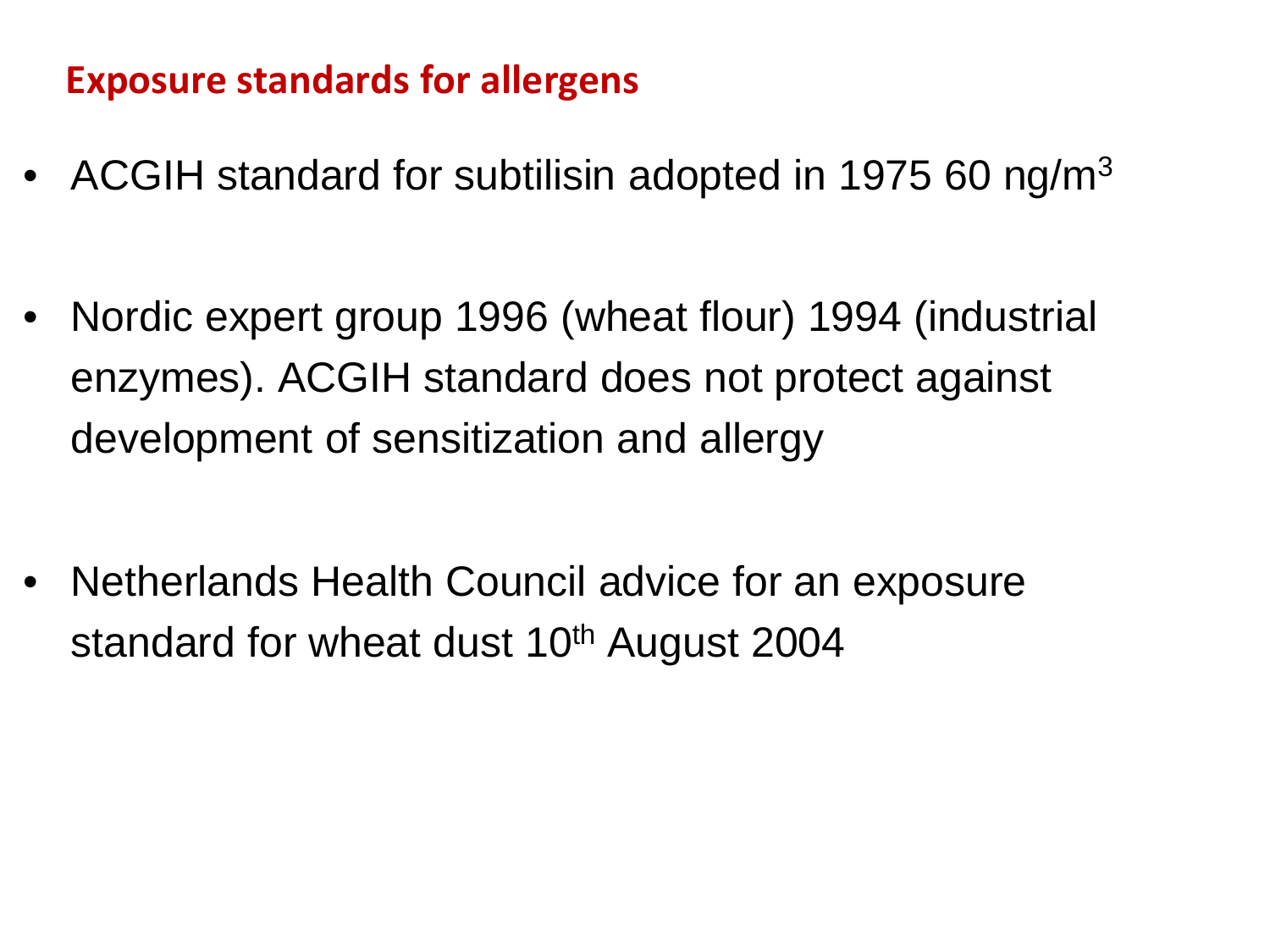## Exposure standards for allergens

- ACGIH standard for subtilisin adopted in 1975 60 ng/$m^3$

- Nordic expert group 1996 (wheat flour) 1994 (industrial enzymes). ACGIH standard does not protect against development of sensitization and allergy

- Netherlands Health Council advice for an exposure standard for wheat dust 10th August 2004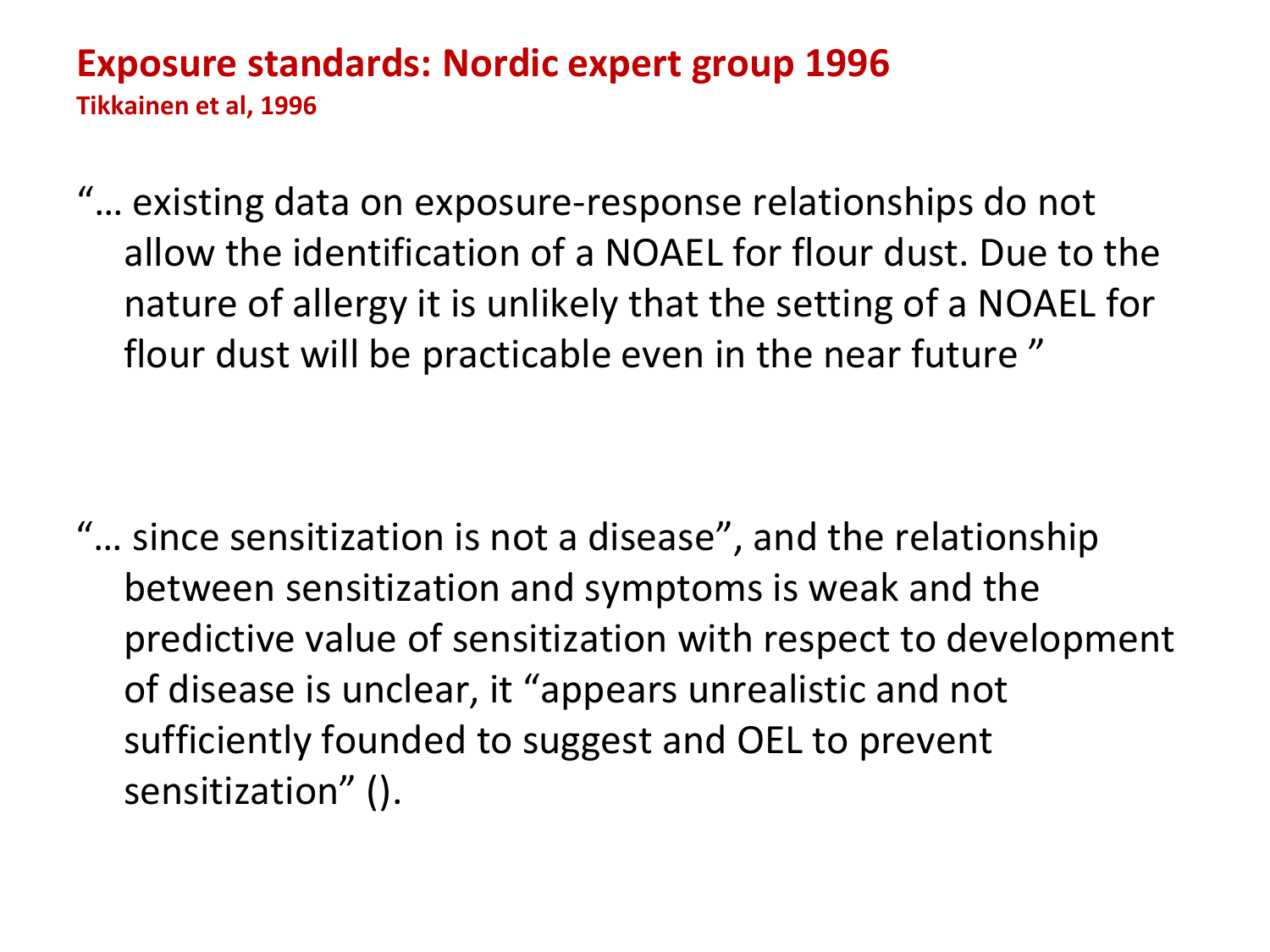# Exposure standards: Nordic expert group 1996

**Tikkainen et al, 1996**

"… existing data on exposure-response relationships do not allow the identification of a NOAEL for flour dust. Due to the nature of allergy it is unlikely that the setting of a NOAEL for flour dust will be practicable even in the near future "

"… since sensitization is not a disease", and the relationship between sensitization and symptoms is weak and the predictive value of sensitization with respect to development of disease is unclear, it "appears unrealistic and not sufficiently founded to suggest and OEL to prevent sensitization" ().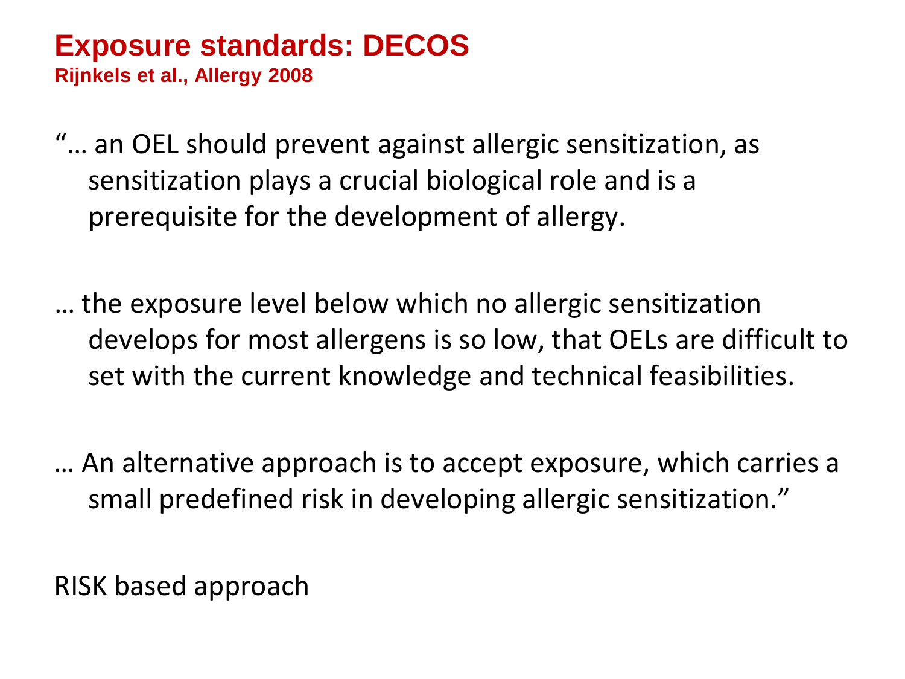# Exposure standards: DECOS

**Rijnkels et al., Allergy 2008**

"… an OEL should prevent against allergic sensitization, as sensitization plays a crucial biological role and is a prerequisite for the development of allergy.

… the exposure level below which no allergic sensitization develops for most allergens is so low, that OELs are difficult to set with the current knowledge and technical feasibilities.

… An alternative approach is to accept exposure, which carries a small predefined risk in developing allergic sensitization."

RISK based approach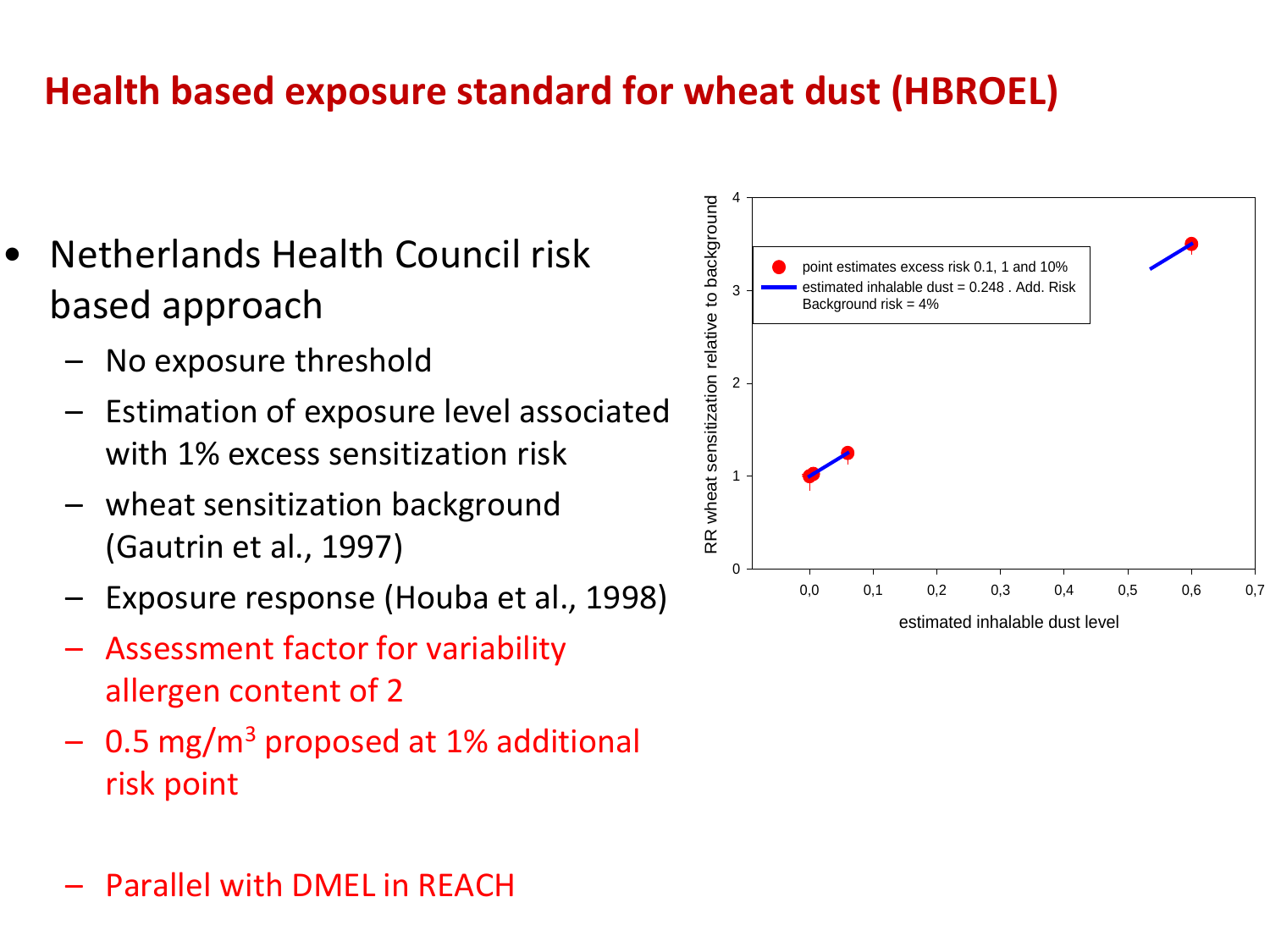# Health based exposure standard for wheat dust (HBROEL)

- Netherlands Health Council risk based approach
  - No exposure threshold
  - Estimation of exposure level associated with 1% excess sensitization risk
  - wheat sensitization background (Gautrin et al., 1997)
  - Exposure response (Houba et al., 1998)
  - Assessment factor for variability allergen content of 2
  - 0.5 mg/m$^3$ proposed at 1% additional risk point

  - Parallel with DMEL in REACH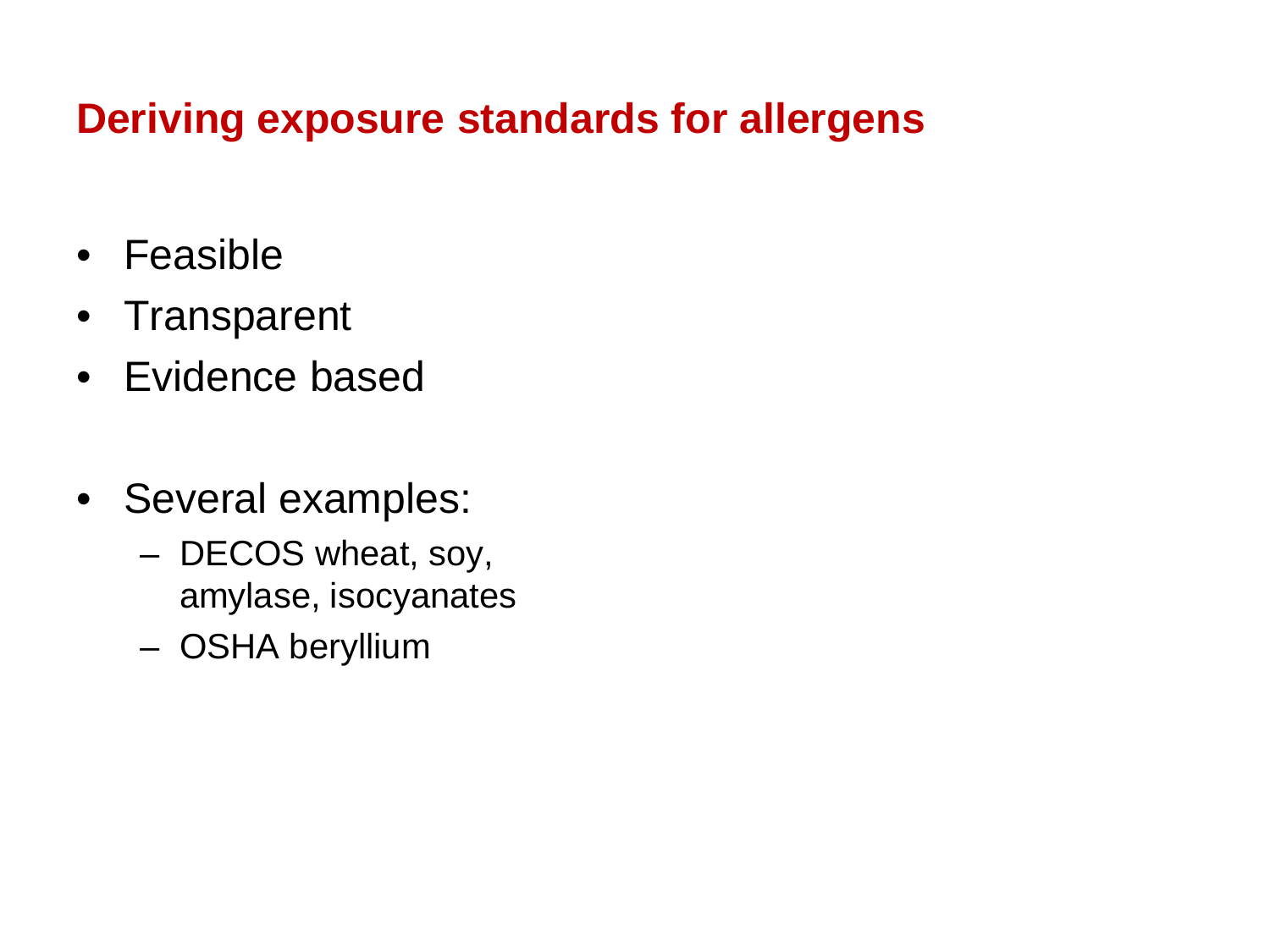## Deriving exposure standards for allergens

- Feasible
- Transparent
- Evidence based

- Several examples:
  - DECOS wheat, soy, amylase, isocyanates
  - OSHA beryllium